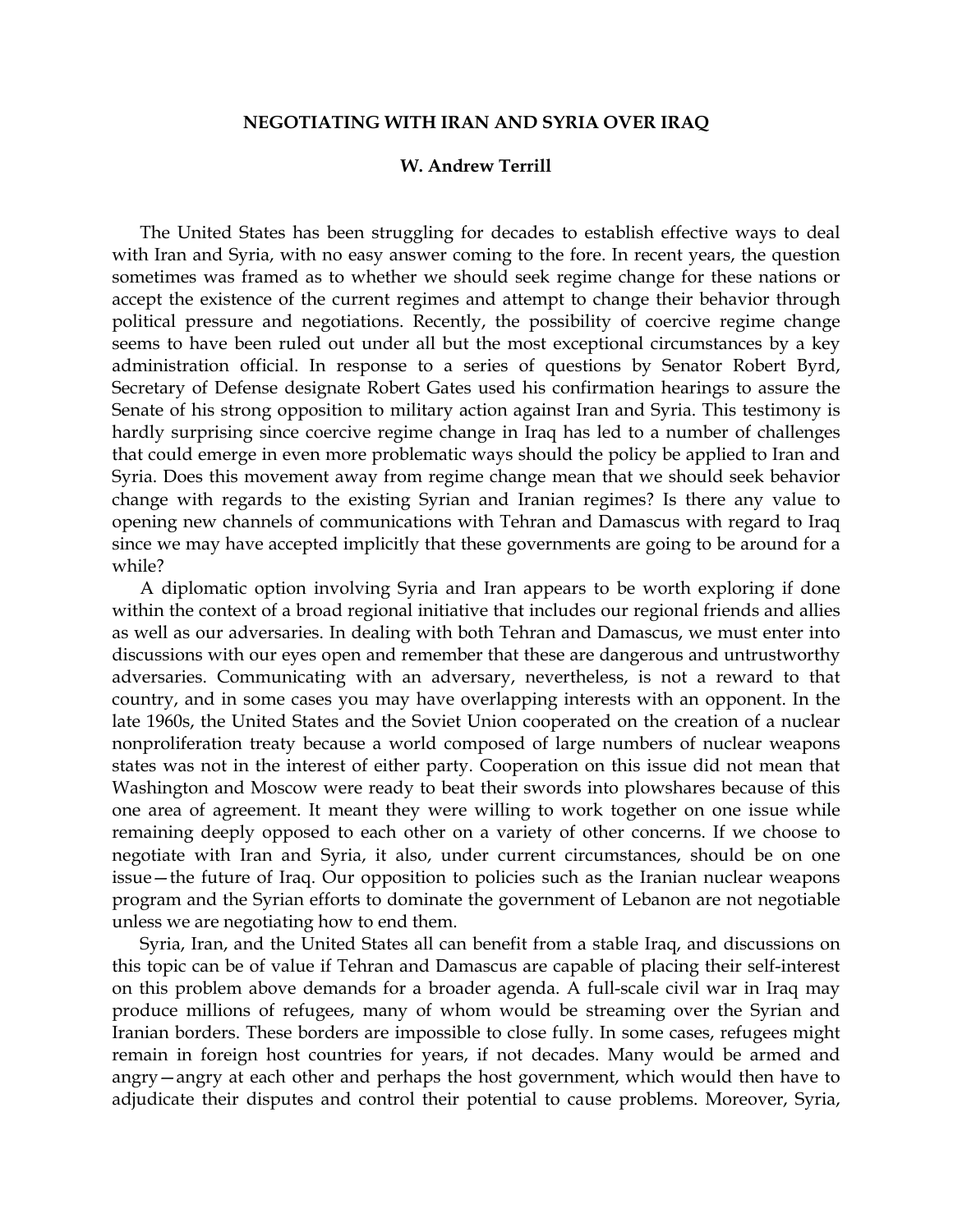# NEGOTIATING WITH IRAN AND SYRIA OVER IRAQ

**W. Andrew Terrill**

The United States has been struggling for decades to establish effective ways to deal with Iran and Syria, with no easy answer coming to the fore. In recent years, the question sometimes was framed as to whether we should seek regime change for these nations or accept the existence of the current regimes and attempt to change their behavior through political pressure and negotiations. Recently, the possibility of coercive regime change seems to have been ruled out under all but the most exceptional circumstances by a key administration official. In response to a series of questions by Senator Robert Byrd, Secretary of Defense designate Robert Gates used his confirmation hearings to assure the Senate of his strong opposition to military action against Iran and Syria. This testimony is hardly surprising since coercive regime change in Iraq has led to a number of challenges that could emerge in even more problematic ways should the policy be applied to Iran and Syria. Does this movement away from regime change mean that we should seek behavior change with regards to the existing Syrian and Iranian regimes? Is there any value to opening new channels of communications with Tehran and Damascus with regard to Iraq since we may have accepted implicitly that these governments are going to be around for a while?

A diplomatic option involving Syria and Iran appears to be worth exploring if done within the context of a broad regional initiative that includes our regional friends and allies as well as our adversaries. In dealing with both Tehran and Damascus, we must enter into discussions with our eyes open and remember that these are dangerous and untrustworthy adversaries. Communicating with an adversary, nevertheless, is not a reward to that country, and in some cases you may have overlapping interests with an opponent. In the late 1960s, the United States and the Soviet Union cooperated on the creation of a nuclear nonproliferation treaty because a world composed of large numbers of nuclear weapons states was not in the interest of either party. Cooperation on this issue did not mean that Washington and Moscow were ready to beat their swords into plowshares because of this one area of agreement. It meant they were willing to work together on one issue while remaining deeply opposed to each other on a variety of other concerns. If we choose to negotiate with Iran and Syria, it also, under current circumstances, should be on one issue—the future of Iraq. Our opposition to policies such as the Iranian nuclear weapons program and the Syrian efforts to dominate the government of Lebanon are not negotiable unless we are negotiating how to end them.

Syria, Iran, and the United States all can benefit from a stable Iraq, and discussions on this topic can be of value if Tehran and Damascus are capable of placing their self-interest on this problem above demands for a broader agenda. A full-scale civil war in Iraq may produce millions of refugees, many of whom would be streaming over the Syrian and Iranian borders. These borders are impossible to close fully. In some cases, refugees might remain in foreign host countries for years, if not decades. Many would be armed and angry—angry at each other and perhaps the host government, which would then have to adjudicate their disputes and control their potential to cause problems. Moreover, Syria,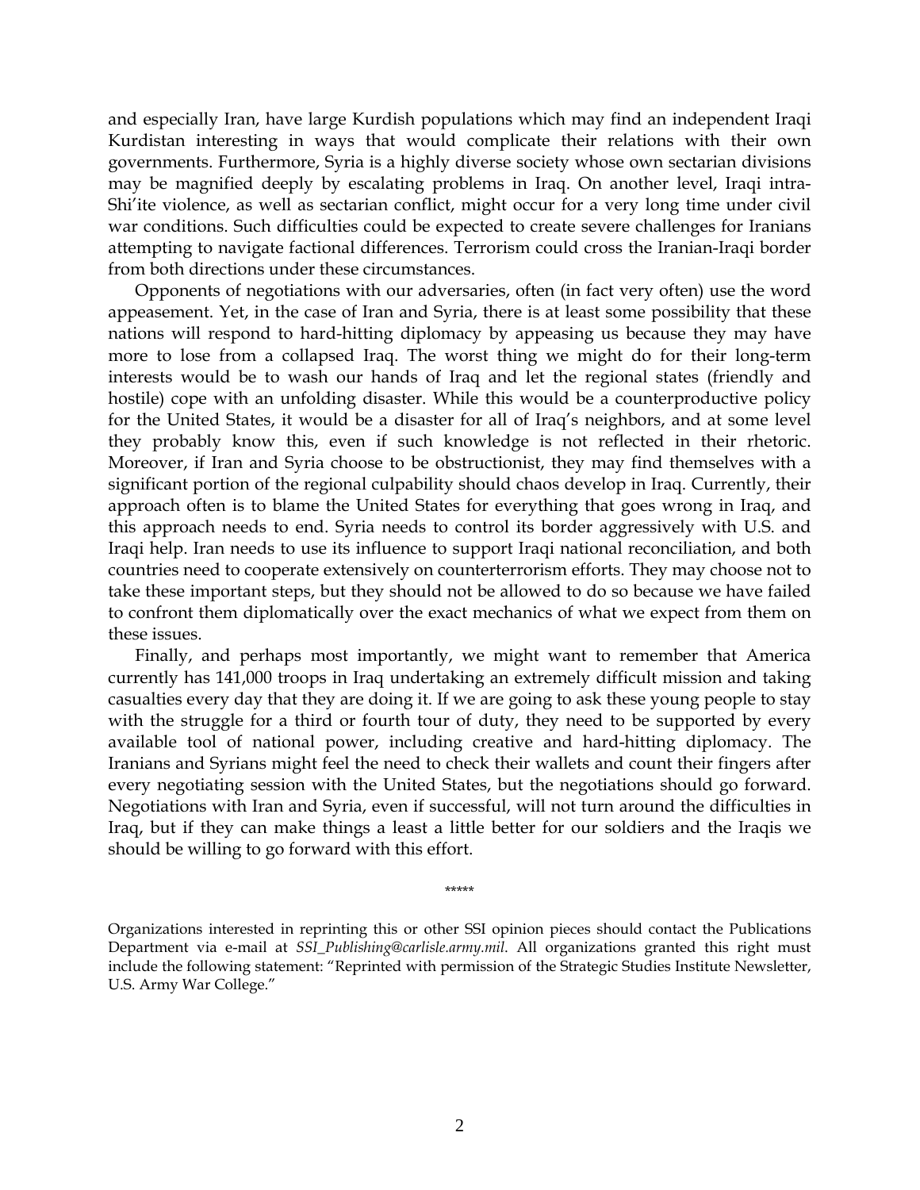and especially Iran, have large Kurdish populations which may find an independent Iraqi Kurdistan interesting in ways that would complicate their relations with their own governments. Furthermore, Syria is a highly diverse society whose own sectarian divisions may be magnified deeply by escalating problems in Iraq. On another level, Iraqi intra-Shi'ite violence, as well as sectarian conflict, might occur for a very long time under civil war conditions. Such difficulties could be expected to create severe challenges for Iranians attempting to navigate factional differences. Terrorism could cross the Iranian-Iraqi border from both directions under these circumstances.

Opponents of negotiations with our adversaries, often (in fact very often) use the word appeasement. Yet, in the case of Iran and Syria, there is at least some possibility that these nations will respond to hard-hitting diplomacy by appeasing us because they may have more to lose from a collapsed Iraq. The worst thing we might do for their long-term interests would be to wash our hands of Iraq and let the regional states (friendly and hostile) cope with an unfolding disaster. While this would be a counterproductive policy for the United States, it would be a disaster for all of Iraq's neighbors, and at some level they probably know this, even if such knowledge is not reflected in their rhetoric. Moreover, if Iran and Syria choose to be obstructionist, they may find themselves with a significant portion of the regional culpability should chaos develop in Iraq. Currently, their approach often is to blame the United States for everything that goes wrong in Iraq, and this approach needs to end. Syria needs to control its border aggressively with U.S. and Iraqi help. Iran needs to use its influence to support Iraqi national reconciliation, and both countries need to cooperate extensively on counterterrorism efforts. They may choose not to take these important steps, but they should not be allowed to do so because we have failed to confront them diplomatically over the exact mechanics of what we expect from them on these issues.

Finally, and perhaps most importantly, we might want to remember that America currently has 141,000 troops in Iraq undertaking an extremely difficult mission and taking casualties every day that they are doing it. If we are going to ask these young people to stay with the struggle for a third or fourth tour of duty, they need to be supported by every available tool of national power, including creative and hard-hitting diplomacy. The Iranians and Syrians might feel the need to check their wallets and count their fingers after every negotiating session with the United States, but the negotiations should go forward. Negotiations with Iran and Syria, even if successful, will not turn around the difficulties in Iraq, but if they can make things a least a little better for our soldiers and the Iraqis we should be willing to go forward with this effort.

*****

Organizations interested in reprinting this or other SSI opinion pieces should contact the Publications Department via e-mail at *SSI_Publishing@carlisle.army.mil*. All organizations granted this right must include the following statement: "Reprinted with permission of the Strategic Studies Institute Newsletter, U.S. Army War College."